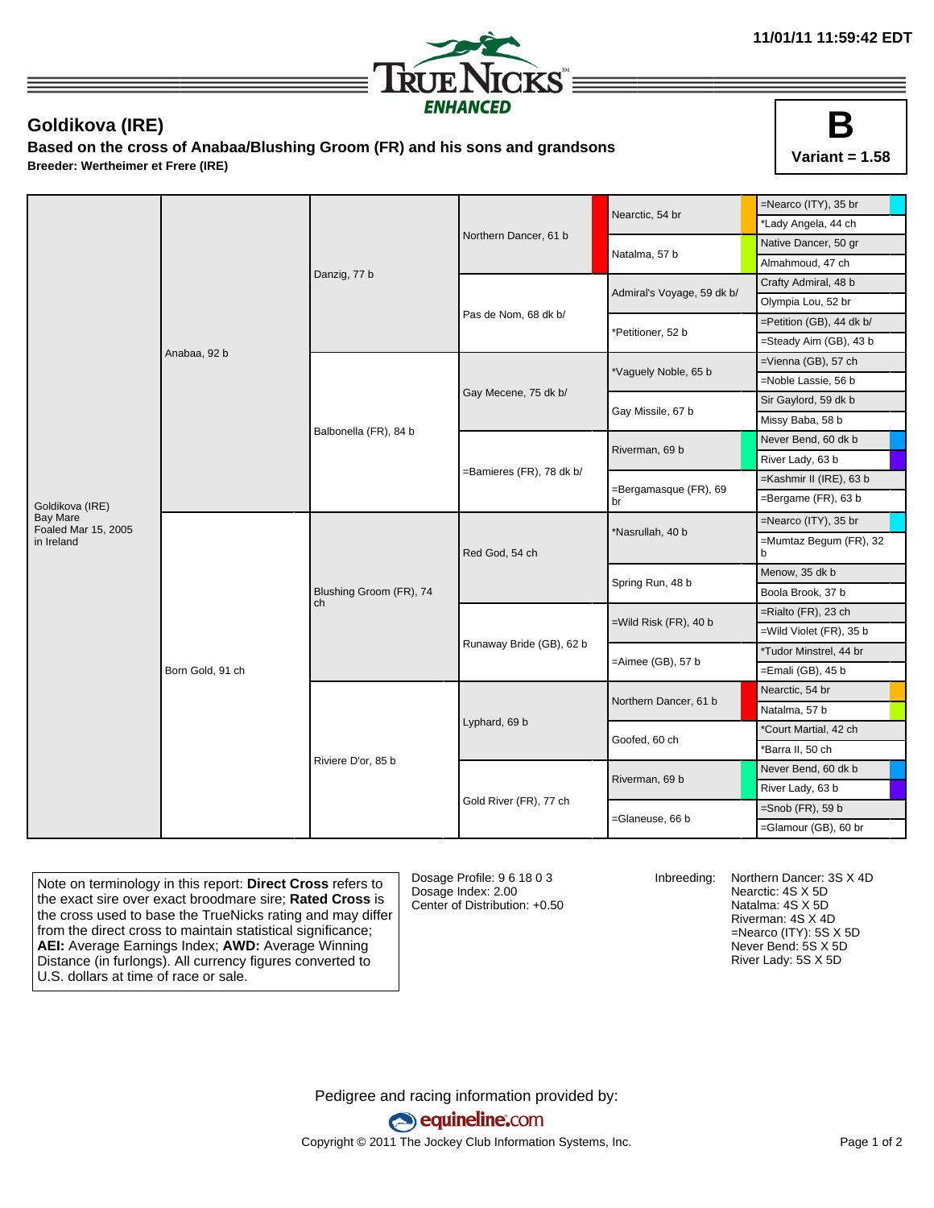11/01/11 11:59:42 EDT

TrueNicks Enhanced

# Goldikova (IRE)

**Based on the cross of Anabaa/Blushing Groom (FR) and his sons and grandsons**

**Breeder: Wertheimer et Frere (IRE)**

**B**
**Variant = 1.58**

| | | | | | |
|---|---|---|---|---|---|
| Goldikova (IRE) Bay Mare Foaled Mar 15, 2005 in Ireland | Anabaa, 92 b | Danzig, 77 b | Northern Dancer, 61 b | Nearctic, 54 br | =Nearco (ITY), 35 br |
| | | | | | *Lady Angela, 44 ch |
| | | | | Natalma, 57 b | Native Dancer, 50 gr |
| | | | | | Almahmoud, 47 ch |
| | | | Pas de Nom, 68 dk b/ | Admiral's Voyage, 59 dk b/ | Crafty Admiral, 48 b |
| | | | | | Olympia Lou, 52 br |
| | | | | *Petitioner, 52 b | =Petition (GB), 44 dk b/ |
| | | | | | =Steady Aim (GB), 43 b |
| | | Balbonella (FR), 84 b | Gay Mecene, 75 dk b/ | *Vaguely Noble, 65 b | =Vienna (GB), 57 ch |
| | | | | | =Noble Lassie, 56 b |
| | | | | Gay Missile, 67 b | Sir Gaylord, 59 dk b |
| | | | | | Missy Baba, 58 b |
| | | | =Bamieres (FR), 78 dk b/ | Riverman, 69 b | Never Bend, 60 dk b |
| | | | | | River Lady, 63 b |
| | | | | =Bergamasque (FR), 69 br | =Kashmir II (IRE), 63 b |
| | | | | | =Bergame (FR), 63 b |
| | Born Gold, 91 ch | Blushing Groom (FR), 74 ch | Red God, 54 ch | *Nasrullah, 40 b | =Nearco (ITY), 35 br |
| | | | | | =Mumtaz Begum (FR), 32 b |
| | | | | Spring Run, 48 b | Menow, 35 dk b |
| | | | | | Boola Brook, 37 b |
| | | | Runaway Bride (GB), 62 b | =Wild Risk (FR), 40 b | =Rialto (FR), 23 ch |
| | | | | | =Wild Violet (FR), 35 b |
| | | | | =Aimee (GB), 57 b | *Tudor Minstrel, 44 br |
| | | | | | =Emali (GB), 45 b |
| | | Riviere D'or, 85 b | Lyphard, 69 b | Northern Dancer, 61 b | Nearctic, 54 br |
| | | | | | Natalma, 57 b |
| | | | | Goofed, 60 ch | *Court Martial, 42 ch |
| | | | | | *Barra II, 50 ch |
| | | | Gold River (FR), 77 ch | Riverman, 69 b | Never Bend, 60 dk b |
| | | | | | River Lady, 63 b |
| | | | | =Glaneuse, 66 b | =Snob (FR), 59 b |
| | | | | | =Glamour (GB), 60 br |

Note on terminology in this report: **Direct Cross** refers to the exact sire over exact broodmare sire; **Rated Cross** is the cross used to base the TrueNicks rating and may differ from the direct cross to maintain statistical significance; **AEI:** Average Earnings Index; **AWD:** Average Winning Distance (in furlongs). All currency figures converted to U.S. dollars at time of race or sale.

Dosage Profile: 9 6 18 0 3
Dosage Index: 2.00
Center of Distribution: +0.50

Inbreeding:
Northern Dancer: 3S X 4D
Nearctic: 4S X 5D
Natalma: 4S X 5D
Riverman: 4S X 4D
=Nearco (ITY): 5S X 5D
Never Bend: 5S X 5D
River Lady: 5S X 5D

Pedigree and racing information provided by:
equineline.com
Copyright © 2011 The Jockey Club Information Systems, Inc.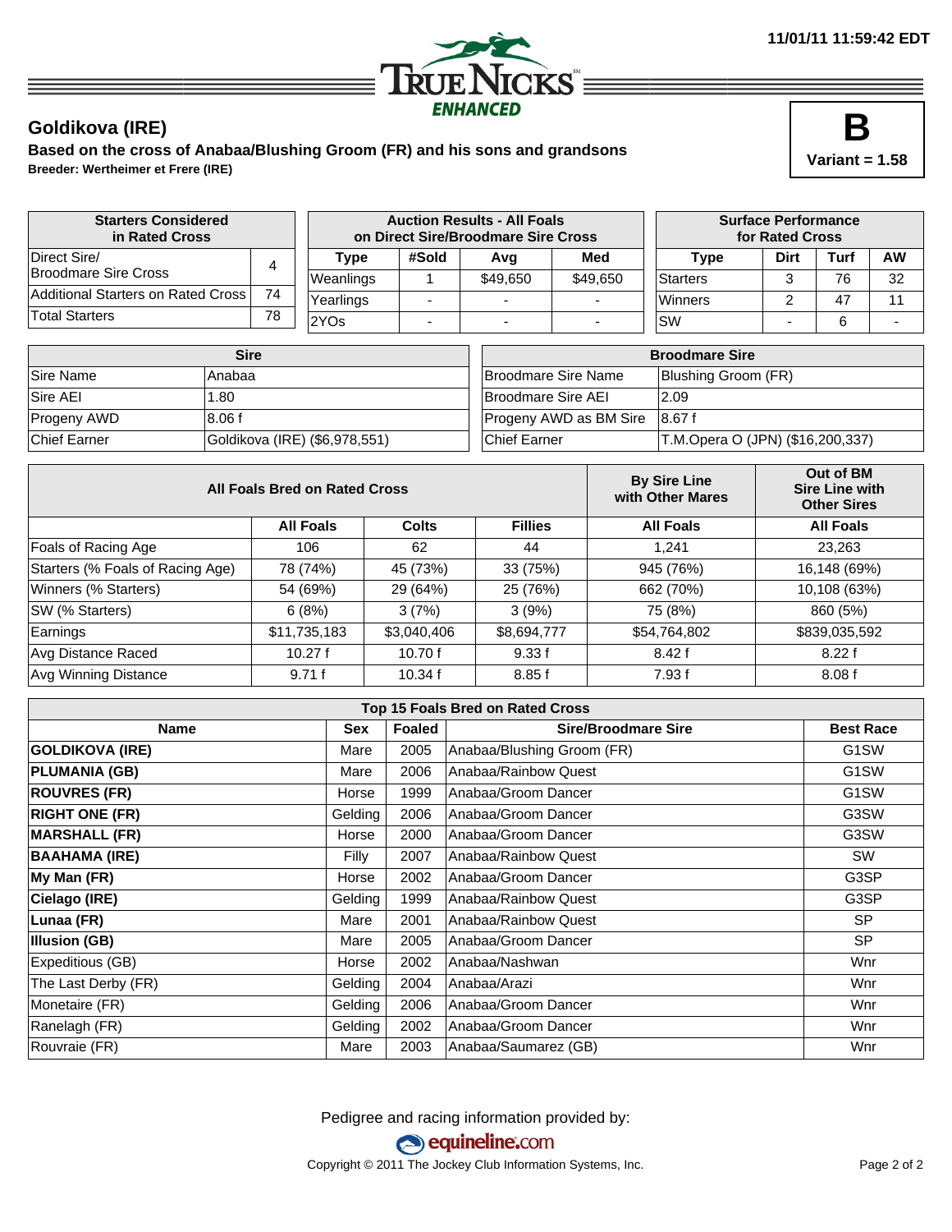11/01/11 11:59:42 EDT

TRUE NICKS ENHANCED

## Goldikova (IRE)

**Based on the cross of Anabaa/Blushing Groom (FR) and his sons and grandsons**

**Breeder: Wertheimer et Frere (IRE)**

**B**

**Variant = 1.58**

| Starters Considered in Rated Cross | |
|---|---|
| Direct Sire/ Broodmare Sire Cross | 4 |
| Additional Starters on Rated Cross | 74 |
| Total Starters | 78 |

| Auction Results - All Foals on Direct Sire/Broodmare Sire Cross | | | |
|---|---|---|---|
| Type | #Sold | Avg | Med |
| Weanlings | 1 | $49,650 | $49,650 |
| Yearlings | - | - | - |
| 2YOs | - | - | - |

| Surface Performance for Rated Cross | | | |
|---|---|---|---|
| Type | Dirt | Turf | AW |
| Starters | 3 | 76 | 32 |
| Winners | 2 | 47 | 11 |
| SW | - | 6 | - |

| Sire | |
|---|---|
| Sire Name | Anabaa |
| Sire AEI | 1.80 |
| Progeny AWD | 8.06 f |
| Chief Earner | Goldikova (IRE) ($6,978,551) |

| Broodmare Sire | |
|---|---|
| Broodmare Sire Name | Blushing Groom (FR) |
| Broodmare Sire AEI | 2.09 |
| Progeny AWD as BM Sire | 8.67 f |
| Chief Earner | T.M.Opera O (JPN) ($16,200,337) |

| All Foals Bred on Rated Cross | | | | By Sire Line with Other Mares | Out of BM Sire Line with Other Sires |
|---|---|---|---|---|---|
| | All Foals | Colts | Fillies | All Foals | All Foals |
| Foals of Racing Age | 106 | 62 | 44 | 1,241 | 23,263 |
| Starters (% Foals of Racing Age) | 78 (74%) | 45 (73%) | 33 (75%) | 945 (76%) | 16,148 (69%) |
| Winners (% Starters) | 54 (69%) | 29 (64%) | 25 (76%) | 662 (70%) | 10,108 (63%) |
| SW (% Starters) | 6 (8%) | 3 (7%) | 3 (9%) | 75 (8%) | 860 (5%) |
| Earnings | $11,735,183 | $3,040,406 | $8,694,777 | $54,764,802 | $839,035,592 |
| Avg Distance Raced | 10.27 f | 10.70 f | 9.33 f | 8.42 f | 8.22 f |
| Avg Winning Distance | 9.71 f | 10.34 f | 8.85 f | 7.93 f | 8.08 f |

| Top 15 Foals Bred on Rated Cross | | | | |
|---|---|---|---|---|
| Name | Sex | Foaled | Sire/Broodmare Sire | Best Race |
| **GOLDIKOVA (IRE)** | Mare | 2005 | Anabaa/Blushing Groom (FR) | G1SW |
| **PLUMANIA (GB)** | Mare | 2006 | Anabaa/Rainbow Quest | G1SW |
| **ROUVRES (FR)** | Horse | 1999 | Anabaa/Groom Dancer | G1SW |
| **RIGHT ONE (FR)** | Gelding | 2006 | Anabaa/Groom Dancer | G3SW |
| **MARSHALL (FR)** | Horse | 2000 | Anabaa/Groom Dancer | G3SW |
| **BAAHAMA (IRE)** | Filly | 2007 | Anabaa/Rainbow Quest | SW |
| **My Man (FR)** | Horse | 2002 | Anabaa/Groom Dancer | G3SP |
| **Cielago (IRE)** | Gelding | 1999 | Anabaa/Rainbow Quest | G3SP |
| **Lunaa (FR)** | Mare | 2001 | Anabaa/Rainbow Quest | SP |
| **Illusion (GB)** | Mare | 2005 | Anabaa/Groom Dancer | SP |
| Expeditious (GB) | Horse | 2002 | Anabaa/Nashwan | Wnr |
| The Last Derby (FR) | Gelding | 2004 | Anabaa/Arazi | Wnr |
| Monetaire (FR) | Gelding | 2006 | Anabaa/Groom Dancer | Wnr |
| Ranelagh (FR) | Gelding | 2002 | Anabaa/Groom Dancer | Wnr |
| Rouvraie (FR) | Mare | 2003 | Anabaa/Saumarez (GB) | Wnr |

Pedigree and racing information provided by:

equineline.com

Copyright © 2011 The Jockey Club Information Systems, Inc.